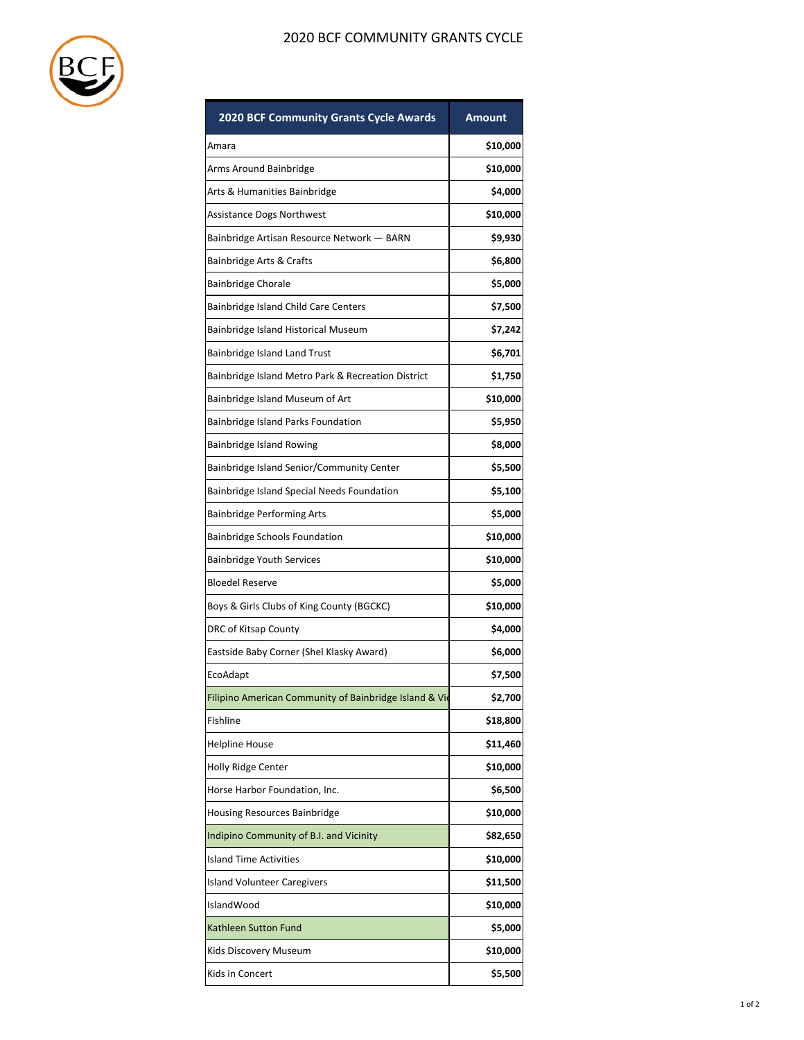# 2020 BCF COMMUNITY GRANTS CYCLE

| 2020 BCF Community Grants Cycle Awards | Amount |
|---|---|
| Amara | **$10,000** |
| Arms Around Bainbridge | **$10,000** |
| Arts & Humanities Bainbridge | **$4,000** |
| Assistance Dogs Northwest | **$10,000** |
| Bainbridge Artisan Resource Network — BARN | **$9,930** |
| Bainbridge Arts & Crafts | **$6,800** |
| Bainbridge Chorale | **$5,000** |
| Bainbridge Island Child Care Centers | **$7,500** |
| Bainbridge Island Historical Museum | **$7,242** |
| Bainbridge Island Land Trust | **$6,701** |
| Bainbridge Island Metro Park & Recreation District | **$1,750** |
| Bainbridge Island Museum of Art | **$10,000** |
| Bainbridge Island Parks Foundation | **$5,950** |
| Bainbridge Island Rowing | **$8,000** |
| Bainbridge Island Senior/Community Center | **$5,500** |
| Bainbridge Island Special Needs Foundation | **$5,100** |
| Bainbridge Performing Arts | **$5,000** |
| Bainbridge Schools Foundation | **$10,000** |
| Bainbridge Youth Services | **$10,000** |
| Bloedel Reserve | **$5,000** |
| Boys & Girls Clubs of King County (BGCKC) | **$10,000** |
| DRC of Kitsap County | **$4,000** |
| Eastside Baby Corner (Shel Klasky Award) | **$6,000** |
| EcoAdapt | **$7,500** |
| Filipino American Community of Bainbridge Island & Vi | **$2,700** |
| Fishline | **$18,800** |
| Helpline House | **$11,460** |
| Holly Ridge Center | **$10,000** |
| Horse Harbor Foundation, Inc. | **$6,500** |
| Housing Resources Bainbridge | **$10,000** |
| Indipino Community of B.I. and Vicinity | **$82,650** |
| Island Time Activities | **$10,000** |
| Island Volunteer Caregivers | **$11,500** |
| IslandWood | **$10,000** |
| Kathleen Sutton Fund | **$5,000** |
| Kids Discovery Museum | **$10,000** |
| Kids in Concert | **$5,500** |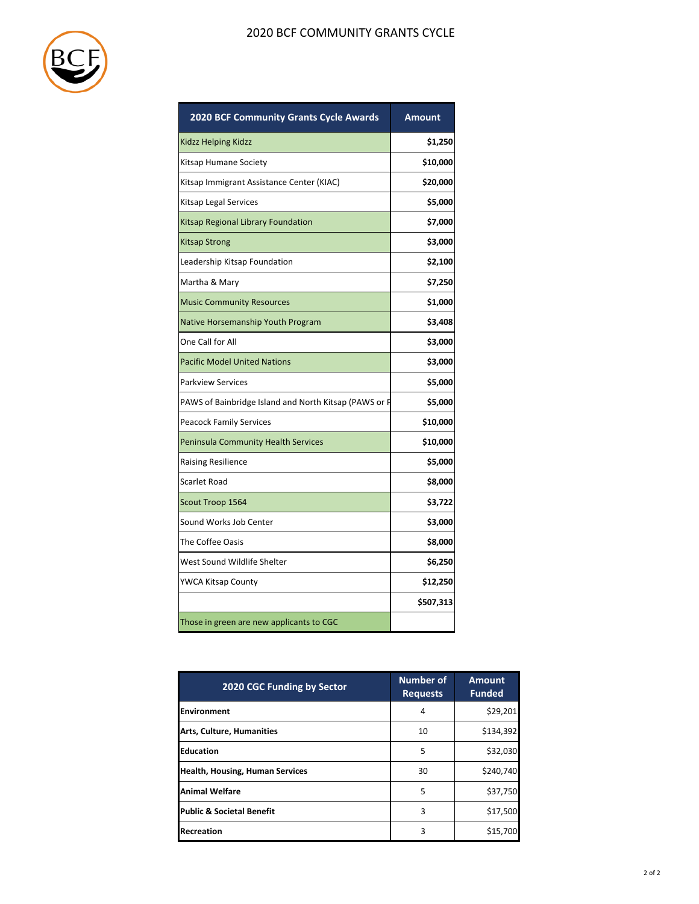## 2020 BCF COMMUNITY GRANTS CYCLE

| 2020 BCF Community Grants Cycle Awards | Amount |
|---|---|
| Kidzz Helping Kidzz | $1,250 |
| Kitsap Humane Society | $10,000 |
| Kitsap Immigrant Assistance Center (KIAC) | $20,000 |
| Kitsap Legal Services | $5,000 |
| Kitsap Regional Library Foundation | $7,000 |
| Kitsap Strong | $3,000 |
| Leadership Kitsap Foundation | $2,100 |
| Martha & Mary | $7,250 |
| Music Community Resources | $1,000 |
| Native Horsemanship Youth Program | $3,408 |
| One Call for All | $3,000 |
| Pacific Model United Nations | $3,000 |
| Parkview Services | $5,000 |
| PAWS of Bainbridge Island and North Kitsap (PAWS or F | $5,000 |
| Peacock Family Services | $10,000 |
| Peninsula Community Health Services | $10,000 |
| Raising Resilience | $5,000 |
| Scarlet Road | $8,000 |
| Scout Troop 1564 | $3,722 |
| Sound Works Job Center | $3,000 |
| The Coffee Oasis | $8,000 |
| West Sound Wildlife Shelter | $6,250 |
| YWCA Kitsap County | $12,250 |
| | $507,313 |
| Those in green are new applicants to CGC | |

| 2020 CGC Funding by Sector | Number of Requests | Amount Funded |
|---|---|---|
| **Environment** | 4 | $29,201 |
| **Arts, Culture, Humanities** | 10 | $134,392 |
| **Education** | 5 | $32,030 |
| **Health, Housing, Human Services** | 30 | $240,740 |
| **Animal Welfare** | 5 | $37,750 |
| **Public & Societal Benefit** | 3 | $17,500 |
| **Recreation** | 3 | $15,700 |